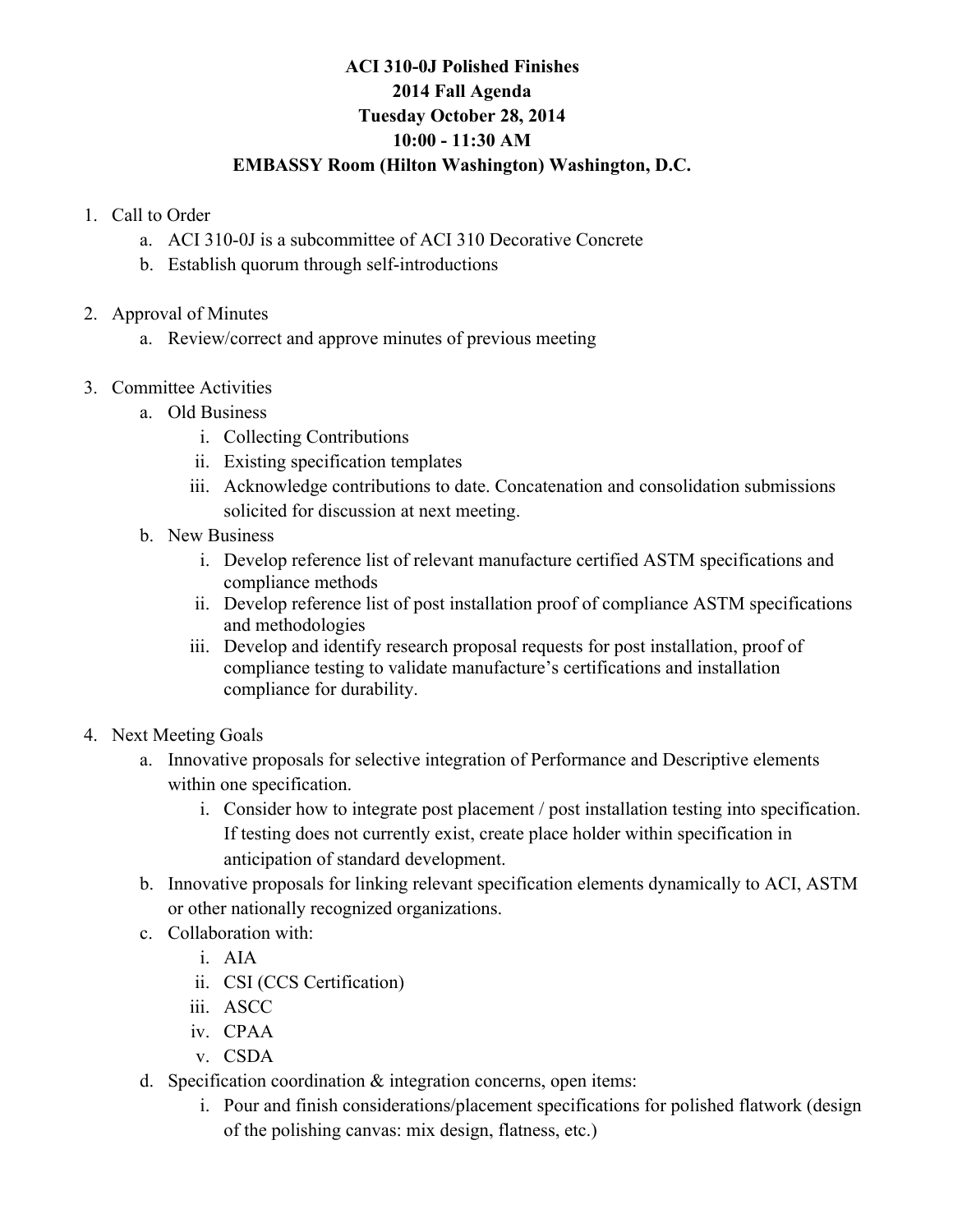# ACI 310-0J Polished Finishes
## 2014 Fall Agenda
## Tuesday October 28, 2014
## 10:00 - 11:30 AM
## EMBASSY Room (Hilton Washington) Washington, D.C.

1. Call to Order
    a. ACI 310-0J is a subcommittee of ACI 310 Decorative Concrete
    b. Establish quorum through self-introductions

2. Approval of Minutes
    a. Review/correct and approve minutes of previous meeting

3. Committee Activities
    a. Old Business
        i. Collecting Contributions
        ii. Existing specification templates
        iii. Acknowledge contributions to date. Concatenation and consolidation submissions solicited for discussion at next meeting.
    b. New Business
        i. Develop reference list of relevant manufacture certified ASTM specifications and compliance methods
        ii. Develop reference list of post installation proof of compliance ASTM specifications and methodologies
        iii. Develop and identify research proposal requests for post installation, proof of compliance testing to validate manufacture's certifications and installation compliance for durability.

4. Next Meeting Goals
    a. Innovative proposals for selective integration of Performance and Descriptive elements within one specification.
        i. Consider how to integrate post placement / post installation testing into specification. If testing does not currently exist, create place holder within specification in anticipation of standard development.
    b. Innovative proposals for linking relevant specification elements dynamically to ACI, ASTM or other nationally recognized organizations.
    c. Collaboration with:
        i. AIA
        ii. CSI (CCS Certification)
        iii. ASCC
        iv. CPAA
        v. CSDA
    d. Specification coordination & integration concerns, open items:
        i. Pour and finish considerations/placement specifications for polished flatwork (design of the polishing canvas: mix design, flatness, etc.)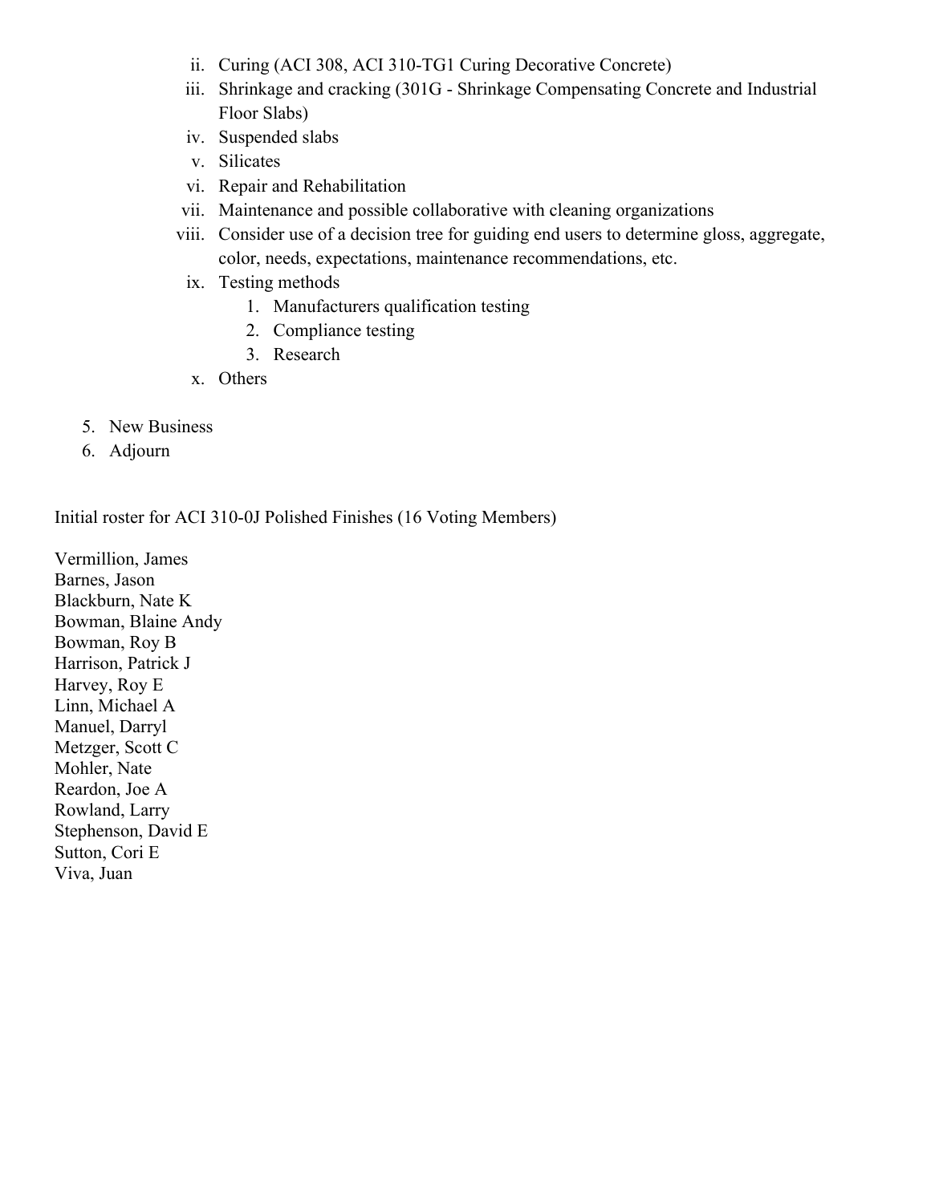ii. Curing (ACI 308, ACI 310-TG1 Curing Decorative Concrete)
   iii. Shrinkage and cracking (301G - Shrinkage Compensating Concrete and Industrial Floor Slabs)
   iv. Suspended slabs
   v. Silicates
   vi. Repair and Rehabilitation
   vii. Maintenance and possible collaborative with cleaning organizations
   viii. Consider use of a decision tree for guiding end users to determine gloss, aggregate, color, needs, expectations, maintenance recommendations, etc.
   ix. Testing methods
       1. Manufacturers qualification testing
       2. Compliance testing
       3. Research
   x. Others

5. New Business
6. Adjourn

Initial roster for ACI 310-0J Polished Finishes (16 Voting Members)

Vermillion, James
Barnes, Jason
Blackburn, Nate K
Bowman, Blaine Andy
Bowman, Roy B
Harrison, Patrick J
Harvey, Roy E
Linn, Michael A
Manuel, Darryl
Metzger, Scott C
Mohler, Nate
Reardon, Joe A
Rowland, Larry
Stephenson, David E
Sutton, Cori E
Viva, Juan